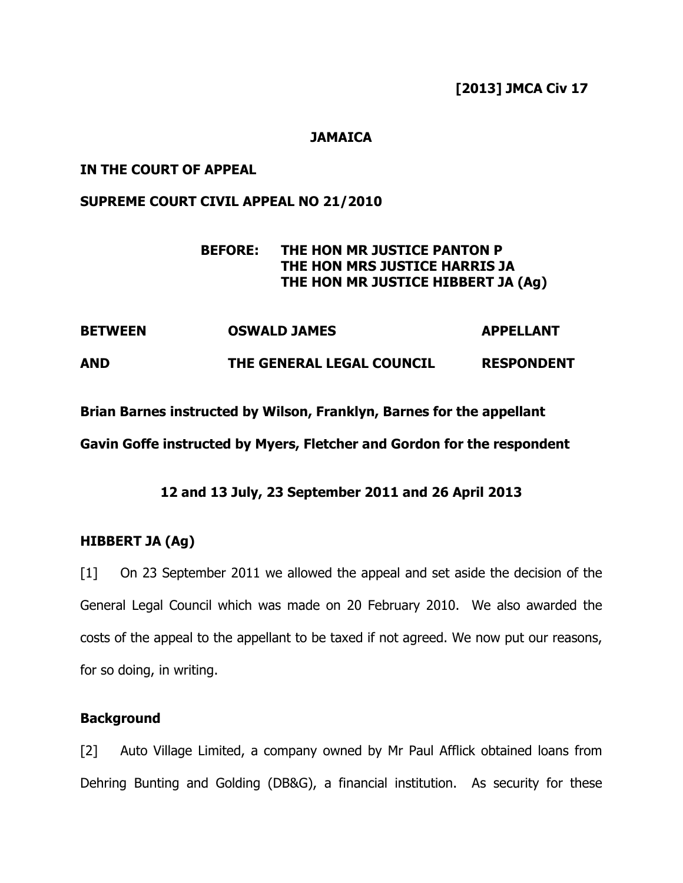**[2013] JMCA Civ 17**

**JAMAICA**

**IN THE COURT OF APPEAL**

**SUPREME COURT CIVIL APPEAL NO 21/2010**

**BEFORE: THE HON MR JUSTICE PANTON P**
**THE HON MRS JUSTICE HARRIS JA**
**THE HON MR JUSTICE HIBBERT JA (Ag)**

| | | |
|---|---|---|
| **BETWEEN** | **OSWALD JAMES** | **APPELLANT** |
| **AND** | **THE GENERAL LEGAL COUNCIL** | **RESPONDENT** |

**Brian Barnes instructed by Wilson, Franklyn, Barnes for the appellant**

**Gavin Goffe instructed by Myers, Fletcher and Gordon for the respondent**

**12 and 13 July, 23 September 2011 and 26 April 2013**

**HIBBERT JA (Ag)**

[1] On 23 September 2011 we allowed the appeal and set aside the decision of the General Legal Council which was made on 20 February 2010. We also awarded the costs of the appeal to the appellant to be taxed if not agreed. We now put our reasons, for so doing, in writing.

**Background**

[2] Auto Village Limited, a company owned by Mr Paul Afflick obtained loans from Dehring Bunting and Golding (DB&G), a financial institution. As security for these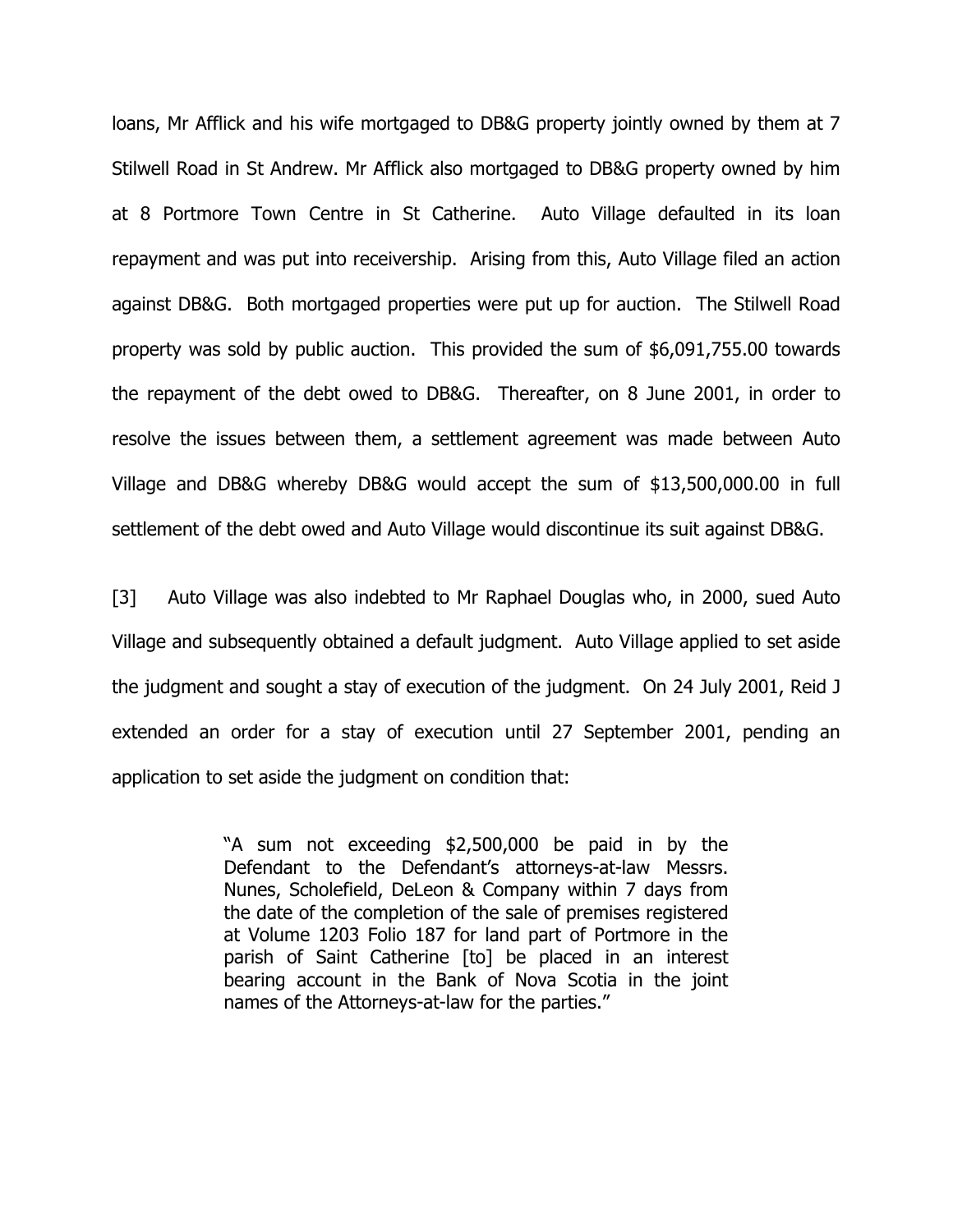loans, Mr Afflick and his wife mortgaged to DB&G property jointly owned by them at 7 Stilwell Road in St Andrew. Mr Afflick also mortgaged to DB&G property owned by him at 8 Portmore Town Centre in St Catherine. Auto Village defaulted in its loan repayment and was put into receivership. Arising from this, Auto Village filed an action against DB&G. Both mortgaged properties were put up for auction. The Stilwell Road property was sold by public auction. This provided the sum of $6,091,755.00 towards the repayment of the debt owed to DB&G. Thereafter, on 8 June 2001, in order to resolve the issues between them, a settlement agreement was made between Auto Village and DB&G whereby DB&G would accept the sum of $13,500,000.00 in full settlement of the debt owed and Auto Village would discontinue its suit against DB&G.

[3] Auto Village was also indebted to Mr Raphael Douglas who, in 2000, sued Auto Village and subsequently obtained a default judgment. Auto Village applied to set aside the judgment and sought a stay of execution of the judgment. On 24 July 2001, Reid J extended an order for a stay of execution until 27 September 2001, pending an application to set aside the judgment on condition that:

> "A sum not exceeding $2,500,000 be paid in by the Defendant to the Defendant's attorneys-at-law Messrs. Nunes, Scholefield, DeLeon & Company within 7 days from the date of the completion of the sale of premises registered at Volume 1203 Folio 187 for land part of Portmore in the parish of Saint Catherine [to] be placed in an interest bearing account in the Bank of Nova Scotia in the joint names of the Attorneys-at-law for the parties."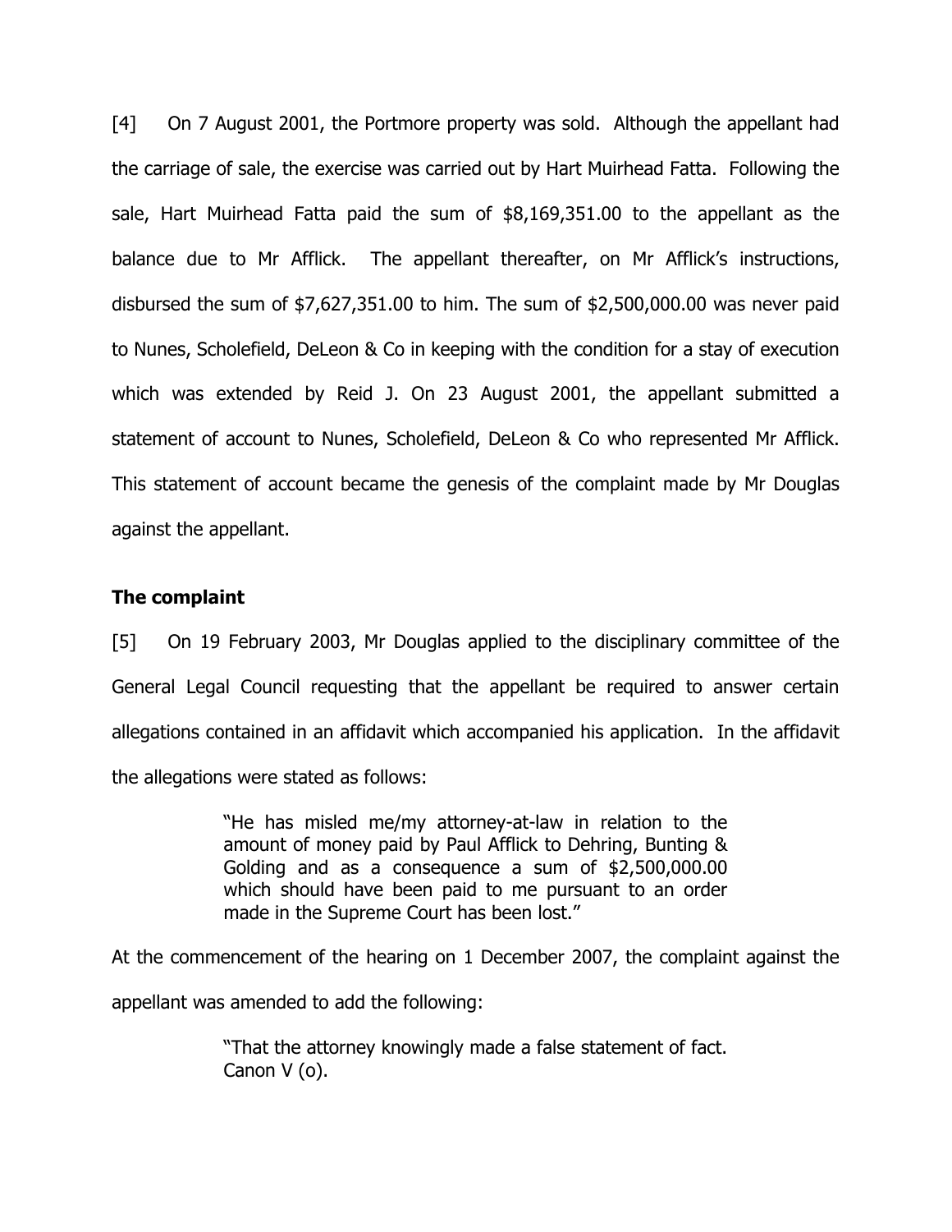[4] On 7 August 2001, the Portmore property was sold. Although the appellant had the carriage of sale, the exercise was carried out by Hart Muirhead Fatta. Following the sale, Hart Muirhead Fatta paid the sum of $8,169,351.00 to the appellant as the balance due to Mr Afflick. The appellant thereafter, on Mr Afflick's instructions, disbursed the sum of $7,627,351.00 to him. The sum of $2,500,000.00 was never paid to Nunes, Scholefield, DeLeon & Co in keeping with the condition for a stay of execution which was extended by Reid J. On 23 August 2001, the appellant submitted a statement of account to Nunes, Scholefield, DeLeon & Co who represented Mr Afflick. This statement of account became the genesis of the complaint made by Mr Douglas against the appellant.

## The complaint

[5] On 19 February 2003, Mr Douglas applied to the disciplinary committee of the General Legal Council requesting that the appellant be required to answer certain allegations contained in an affidavit which accompanied his application. In the affidavit the allegations were stated as follows:

> "He has misled me/my attorney-at-law in relation to the amount of money paid by Paul Afflick to Dehring, Bunting & Golding and as a consequence a sum of $2,500,000.00 which should have been paid to me pursuant to an order made in the Supreme Court has been lost."

At the commencement of the hearing on 1 December 2007, the complaint against the appellant was amended to add the following:

> "That the attorney knowingly made a false statement of fact. Canon V (o).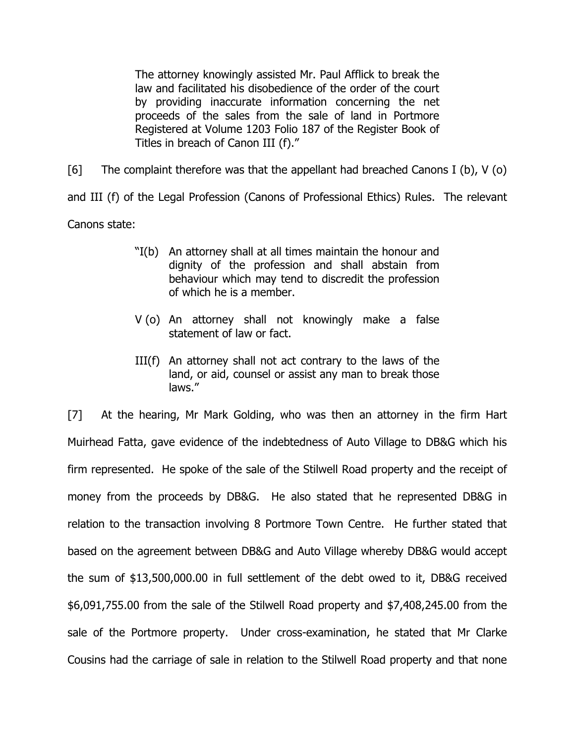> The attorney knowingly assisted Mr. Paul Afflick to break the law and facilitated his disobedience of the order of the court by providing inaccurate information concerning the net proceeds of the sales from the sale of land in Portmore Registered at Volume 1203 Folio 187 of the Register Book of Titles in breach of Canon III (f)."

[6] The complaint therefore was that the appellant had breached Canons I (b), V (o) and III (f) of the Legal Profession (Canons of Professional Ethics) Rules. The relevant Canons state:

> "I(b) An attorney shall at all times maintain the honour and dignity of the profession and shall abstain from behaviour which may tend to discredit the profession of which he is a member.
>
> V (o) An attorney shall not knowingly make a false statement of law or fact.
>
> III(f) An attorney shall not act contrary to the laws of the land, or aid, counsel or assist any man to break those laws."

[7] At the hearing, Mr Mark Golding, who was then an attorney in the firm Hart Muirhead Fatta, gave evidence of the indebtedness of Auto Village to DB&G which his firm represented. He spoke of the sale of the Stilwell Road property and the receipt of money from the proceeds by DB&G. He also stated that he represented DB&G in relation to the transaction involving 8 Portmore Town Centre. He further stated that based on the agreement between DB&G and Auto Village whereby DB&G would accept the sum of $13,500,000.00 in full settlement of the debt owed to it, DB&G received $6,091,755.00 from the sale of the Stilwell Road property and $7,408,245.00 from the sale of the Portmore property. Under cross-examination, he stated that Mr Clarke Cousins had the carriage of sale in relation to the Stilwell Road property and that none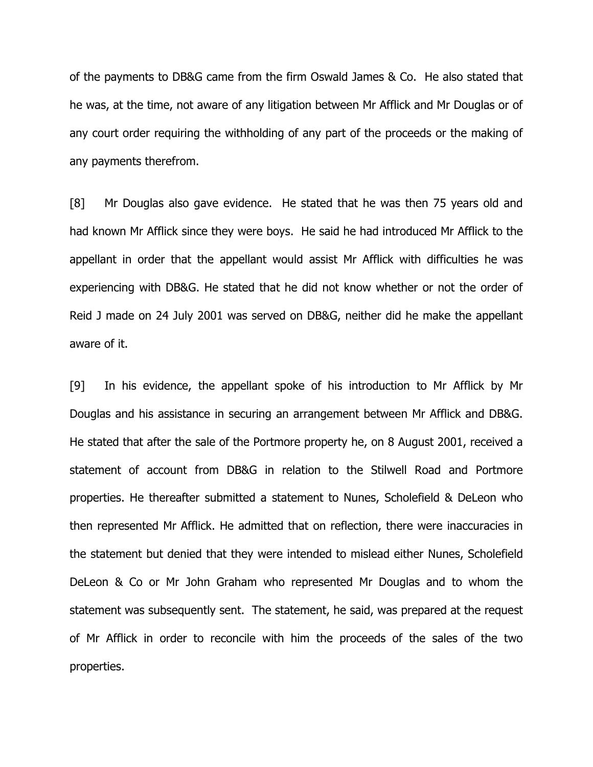of the payments to DB&G came from the firm Oswald James & Co. He also stated that he was, at the time, not aware of any litigation between Mr Afflick and Mr Douglas or of any court order requiring the withholding of any part of the proceeds or the making of any payments therefrom.

[8] Mr Douglas also gave evidence. He stated that he was then 75 years old and had known Mr Afflick since they were boys. He said he had introduced Mr Afflick to the appellant in order that the appellant would assist Mr Afflick with difficulties he was experiencing with DB&G. He stated that he did not know whether or not the order of Reid J made on 24 July 2001 was served on DB&G, neither did he make the appellant aware of it.

[9] In his evidence, the appellant spoke of his introduction to Mr Afflick by Mr Douglas and his assistance in securing an arrangement between Mr Afflick and DB&G. He stated that after the sale of the Portmore property he, on 8 August 2001, received a statement of account from DB&G in relation to the Stilwell Road and Portmore properties. He thereafter submitted a statement to Nunes, Scholefield & DeLeon who then represented Mr Afflick. He admitted that on reflection, there were inaccuracies in the statement but denied that they were intended to mislead either Nunes, Scholefield DeLeon & Co or Mr John Graham who represented Mr Douglas and to whom the statement was subsequently sent. The statement, he said, was prepared at the request of Mr Afflick in order to reconcile with him the proceeds of the sales of the two properties.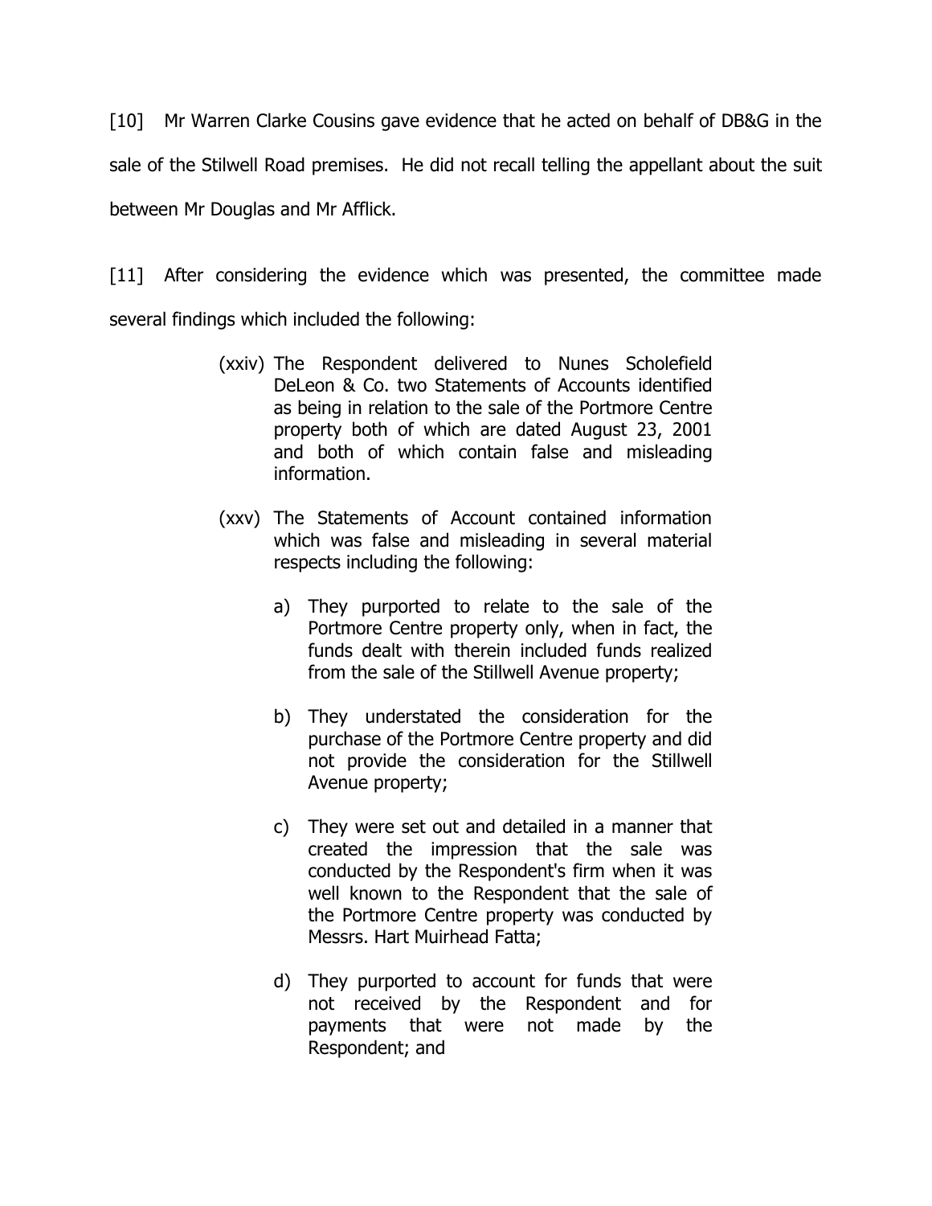[10] Mr Warren Clarke Cousins gave evidence that he acted on behalf of DB&G in the sale of the Stilwell Road premises. He did not recall telling the appellant about the suit between Mr Douglas and Mr Afflick.

[11] After considering the evidence which was presented, the committee made several findings which included the following:

> (xxiv) The Respondent delivered to Nunes Scholefield DeLeon & Co. two Statements of Accounts identified as being in relation to the sale of the Portmore Centre property both of which are dated August 23, 2001 and both of which contain false and misleading information.
>
> (xxv) The Statements of Account contained information which was false and misleading in several material respects including the following:
>
> a) They purported to relate to the sale of the Portmore Centre property only, when in fact, the funds dealt with therein included funds realized from the sale of the Stillwell Avenue property;
>
> b) They understated the consideration for the purchase of the Portmore Centre property and did not provide the consideration for the Stillwell Avenue property;
>
> c) They were set out and detailed in a manner that created the impression that the sale was conducted by the Respondent's firm when it was well known to the Respondent that the sale of the Portmore Centre property was conducted by Messrs. Hart Muirhead Fatta;
>
> d) They purported to account for funds that were not received by the Respondent and for payments that were not made by the Respondent; and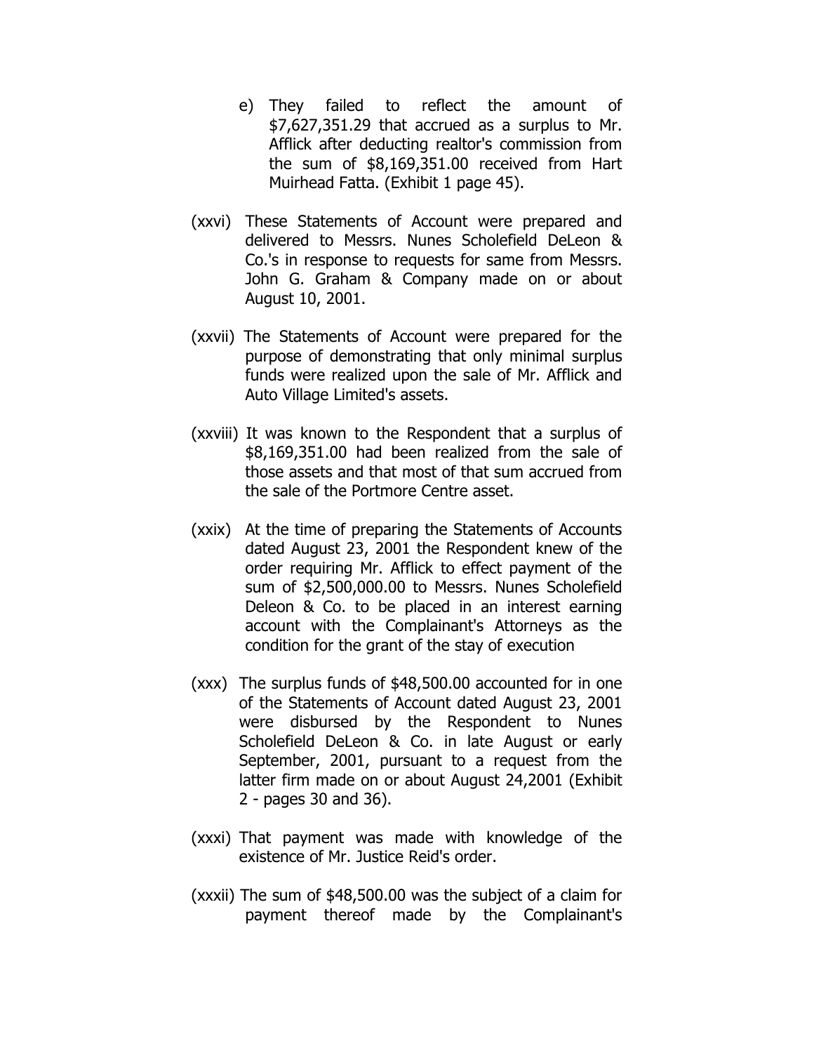e) They failed to reflect the amount of $7,627,351.29 that accrued as a surplus to Mr. Afflick after deducting realtor's commission from the sum of $8,169,351.00 received from Hart Muirhead Fatta. (Exhibit 1 page 45).

(xxvi) These Statements of Account were prepared and delivered to Messrs. Nunes Scholefield DeLeon & Co.'s in response to requests for same from Messrs. John G. Graham & Company made on or about August 10, 2001.

(xxvii) The Statements of Account were prepared for the purpose of demonstrating that only minimal surplus funds were realized upon the sale of Mr. Afflick and Auto Village Limited's assets.

(xxviii) It was known to the Respondent that a surplus of $8,169,351.00 had been realized from the sale of those assets and that most of that sum accrued from the sale of the Portmore Centre asset.

(xxix) At the time of preparing the Statements of Accounts dated August 23, 2001 the Respondent knew of the order requiring Mr. Afflick to effect payment of the sum of $2,500,000.00 to Messrs. Nunes Scholefield Deleon & Co. to be placed in an interest earning account with the Complainant's Attorneys as the condition for the grant of the stay of execution

(xxx) The surplus funds of $48,500.00 accounted for in one of the Statements of Account dated August 23, 2001 were disbursed by the Respondent to Nunes Scholefield DeLeon & Co. in late August or early September, 2001, pursuant to a request from the latter firm made on or about August 24,2001 (Exhibit 2 - pages 30 and 36).

(xxxi) That payment was made with knowledge of the existence of Mr. Justice Reid's order.

(xxxii) The sum of $48,500.00 was the subject of a claim for payment thereof made by the Complainant's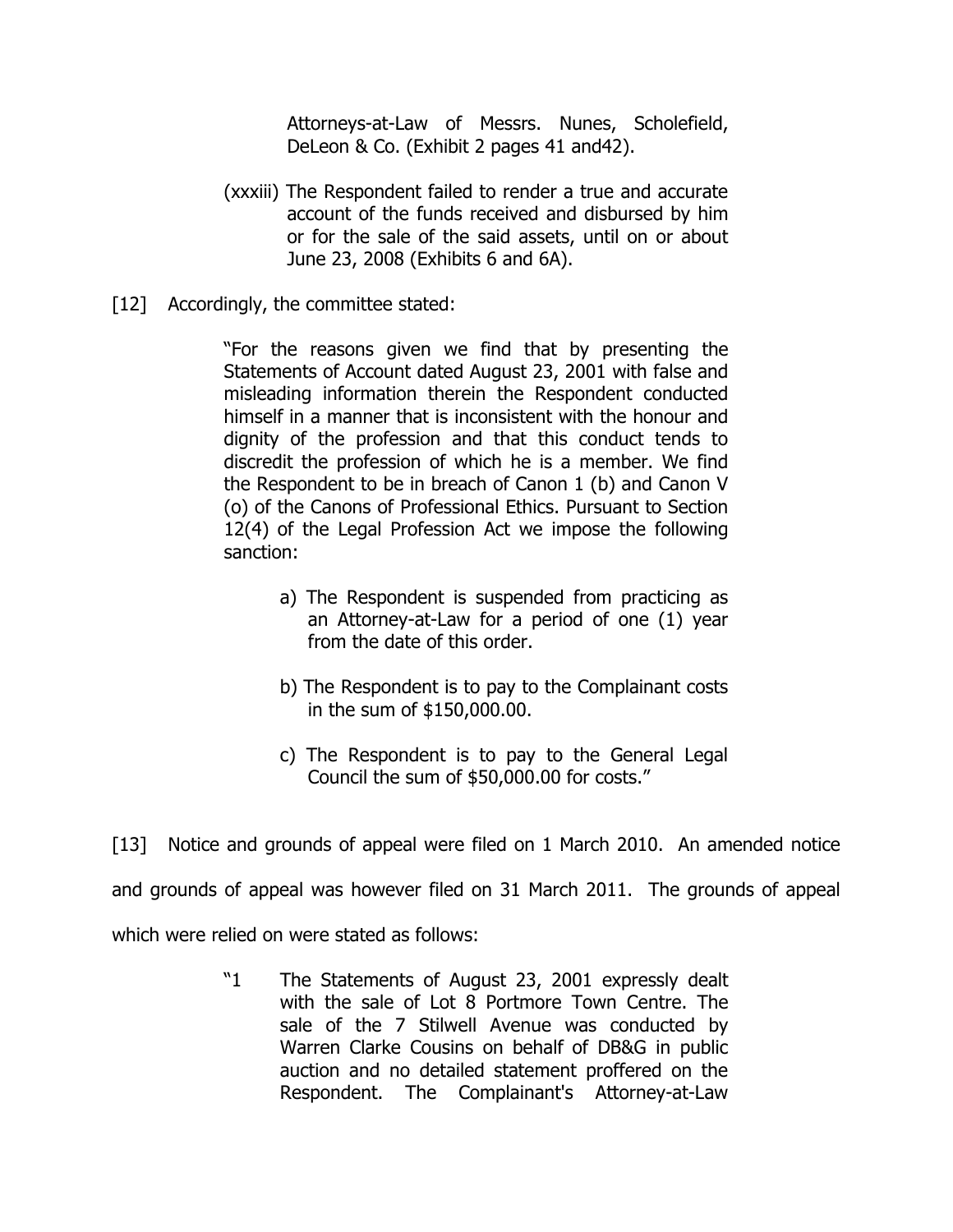Attorneys-at-Law of Messrs. Nunes, Scholefield, DeLeon & Co. (Exhibit 2 pages 41 and42).

(xxxiii) The Respondent failed to render a true and accurate account of the funds received and disbursed by him or for the sale of the said assets, until on or about June 23, 2008 (Exhibits 6 and 6A).

[12] Accordingly, the committee stated:

> "For the reasons given we find that by presenting the Statements of Account dated August 23, 2001 with false and misleading information therein the Respondent conducted himself in a manner that is inconsistent with the honour and dignity of the profession and that this conduct tends to discredit the profession of which he is a member. We find the Respondent to be in breach of Canon 1 (b) and Canon V (o) of the Canons of Professional Ethics. Pursuant to Section 12(4) of the Legal Profession Act we impose the following sanction:
>
> a) The Respondent is suspended from practicing as an Attorney-at-Law for a period of one (1) year from the date of this order.
>
> b) The Respondent is to pay to the Complainant costs in the sum of $150,000.00.
>
> c) The Respondent is to pay to the General Legal Council the sum of $50,000.00 for costs."

[13] Notice and grounds of appeal were filed on 1 March 2010. An amended notice and grounds of appeal was however filed on 31 March 2011. The grounds of appeal which were relied on were stated as follows:

> "1 The Statements of August 23, 2001 expressly dealt with the sale of Lot 8 Portmore Town Centre. The sale of the 7 Stilwell Avenue was conducted by Warren Clarke Cousins on behalf of DB&G in public auction and no detailed statement proffered on the Respondent. The Complainant's Attorney-at-Law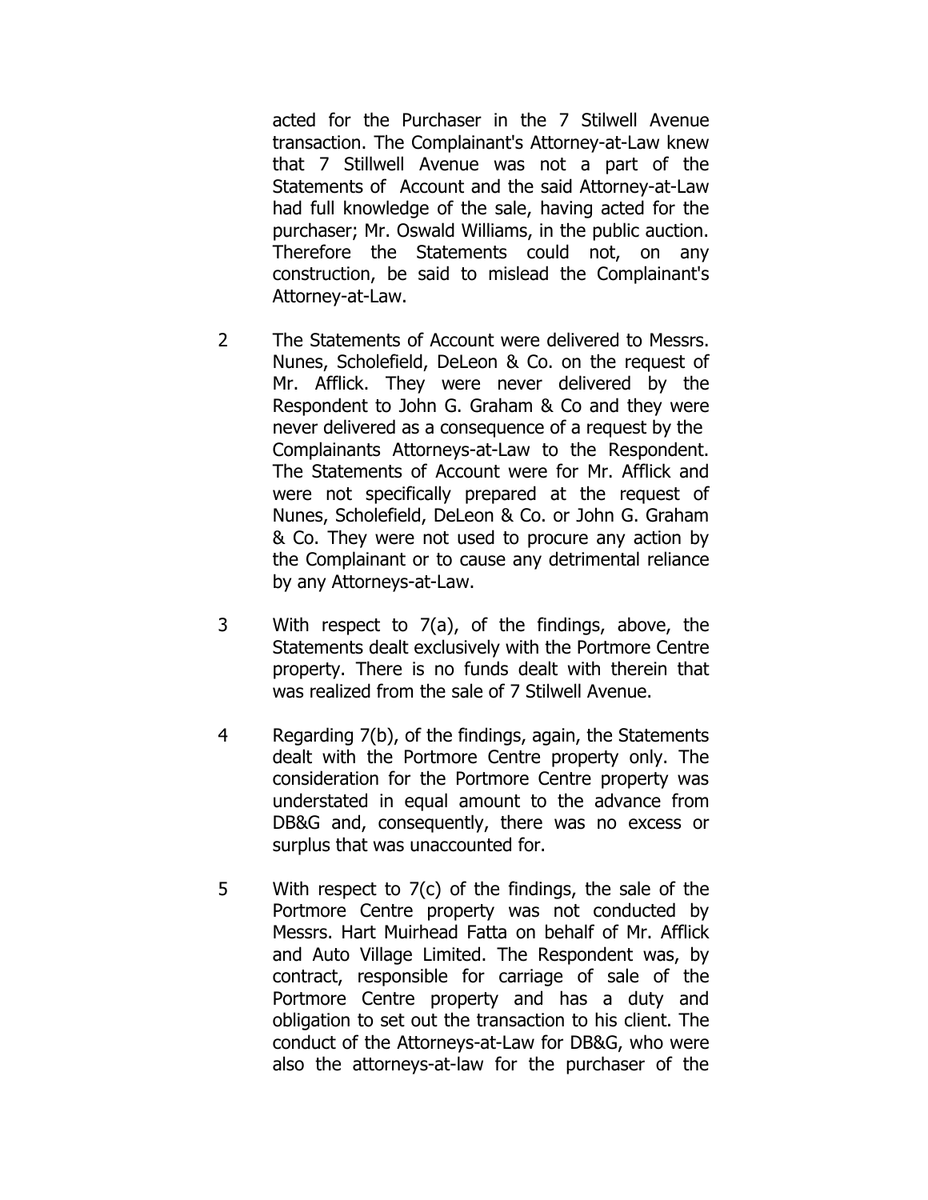acted for the Purchaser in the 7 Stilwell Avenue transaction. The Complainant's Attorney-at-Law knew that 7 Stillwell Avenue was not a part of the Statements of Account and the said Attorney-at-Law had full knowledge of the sale, having acted for the purchaser; Mr. Oswald Williams, in the public auction. Therefore the Statements could not, on any construction, be said to mislead the Complainant's Attorney-at-Law.

2 The Statements of Account were delivered to Messrs. Nunes, Scholefield, DeLeon & Co. on the request of Mr. Afflick. They were never delivered by the Respondent to John G. Graham & Co and they were never delivered as a consequence of a request by the Complainants Attorneys-at-Law to the Respondent. The Statements of Account were for Mr. Afflick and were not specifically prepared at the request of Nunes, Scholefield, DeLeon & Co. or John G. Graham & Co. They were not used to procure any action by the Complainant or to cause any detrimental reliance by any Attorneys-at-Law.

3 With respect to 7(a), of the findings, above, the Statements dealt exclusively with the Portmore Centre property. There is no funds dealt with therein that was realized from the sale of 7 Stilwell Avenue.

4 Regarding 7(b), of the findings, again, the Statements dealt with the Portmore Centre property only. The consideration for the Portmore Centre property was understated in equal amount to the advance from DB&G and, consequently, there was no excess or surplus that was unaccounted for.

5 With respect to 7(c) of the findings, the sale of the Portmore Centre property was not conducted by Messrs. Hart Muirhead Fatta on behalf of Mr. Afflick and Auto Village Limited. The Respondent was, by contract, responsible for carriage of sale of the Portmore Centre property and has a duty and obligation to set out the transaction to his client. The conduct of the Attorneys-at-Law for DB&G, who were also the attorneys-at-law for the purchaser of the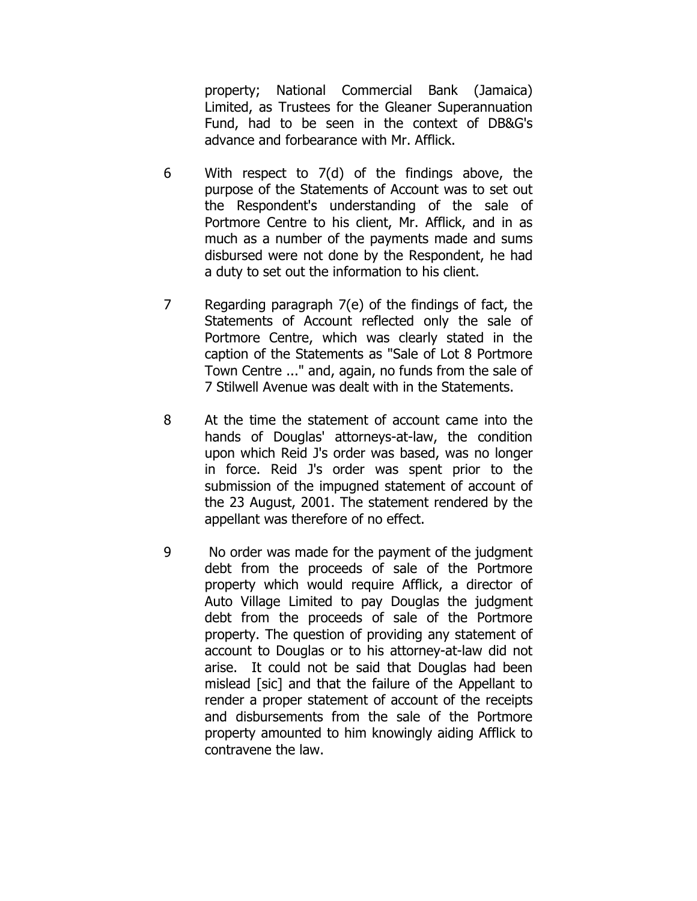property; National Commercial Bank (Jamaica) Limited, as Trustees for the Gleaner Superannuation Fund, had to be seen in the context of DB&G's advance and forbearance with Mr. Afflick.

6 With respect to 7(d) of the findings above, the purpose of the Statements of Account was to set out the Respondent's understanding of the sale of Portmore Centre to his client, Mr. Afflick, and in as much as a number of the payments made and sums disbursed were not done by the Respondent, he had a duty to set out the information to his client.

7 Regarding paragraph 7(e) of the findings of fact, the Statements of Account reflected only the sale of Portmore Centre, which was clearly stated in the caption of the Statements as "Sale of Lot 8 Portmore Town Centre ..." and, again, no funds from the sale of 7 Stilwell Avenue was dealt with in the Statements.

8 At the time the statement of account came into the hands of Douglas' attorneys-at-law, the condition upon which Reid J's order was based, was no longer in force. Reid J's order was spent prior to the submission of the impugned statement of account of the 23 August, 2001. The statement rendered by the appellant was therefore of no effect.

9 No order was made for the payment of the judgment debt from the proceeds of sale of the Portmore property which would require Afflick, a director of Auto Village Limited to pay Douglas the judgment debt from the proceeds of sale of the Portmore property. The question of providing any statement of account to Douglas or to his attorney-at-law did not arise. It could not be said that Douglas had been mislead [sic] and that the failure of the Appellant to render a proper statement of account of the receipts and disbursements from the sale of the Portmore property amounted to him knowingly aiding Afflick to contravene the law.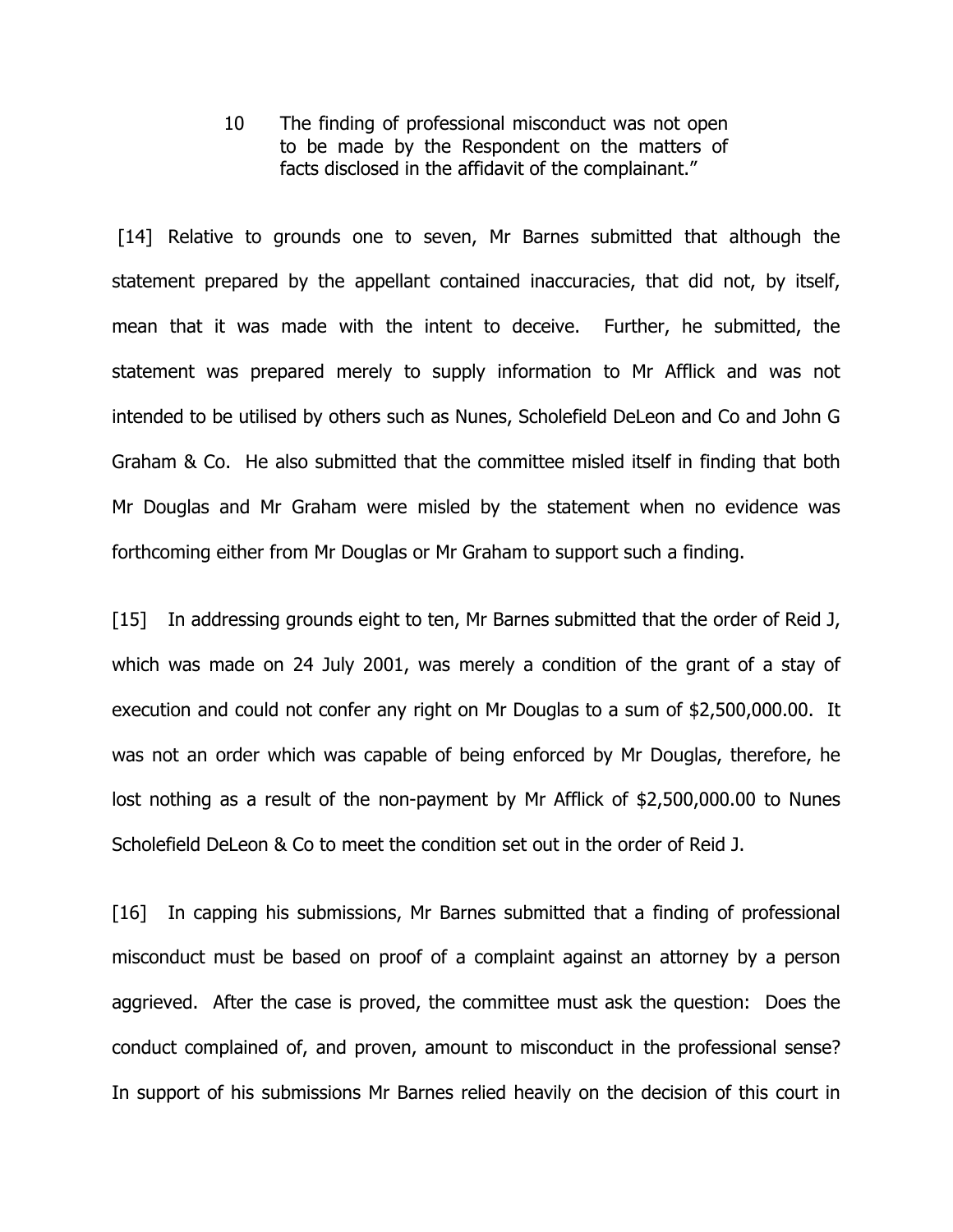10 The finding of professional misconduct was not open to be made by the Respondent on the matters of facts disclosed in the affidavit of the complainant."

[14] Relative to grounds one to seven, Mr Barnes submitted that although the statement prepared by the appellant contained inaccuracies, that did not, by itself, mean that it was made with the intent to deceive. Further, he submitted, the statement was prepared merely to supply information to Mr Afflick and was not intended to be utilised by others such as Nunes, Scholefield DeLeon and Co and John G Graham & Co. He also submitted that the committee misled itself in finding that both Mr Douglas and Mr Graham were misled by the statement when no evidence was forthcoming either from Mr Douglas or Mr Graham to support such a finding.

[15] In addressing grounds eight to ten, Mr Barnes submitted that the order of Reid J, which was made on 24 July 2001, was merely a condition of the grant of a stay of execution and could not confer any right on Mr Douglas to a sum of $2,500,000.00. It was not an order which was capable of being enforced by Mr Douglas, therefore, he lost nothing as a result of the non-payment by Mr Afflick of $2,500,000.00 to Nunes Scholefield DeLeon & Co to meet the condition set out in the order of Reid J.

[16] In capping his submissions, Mr Barnes submitted that a finding of professional misconduct must be based on proof of a complaint against an attorney by a person aggrieved. After the case is proved, the committee must ask the question: Does the conduct complained of, and proven, amount to misconduct in the professional sense? In support of his submissions Mr Barnes relied heavily on the decision of this court in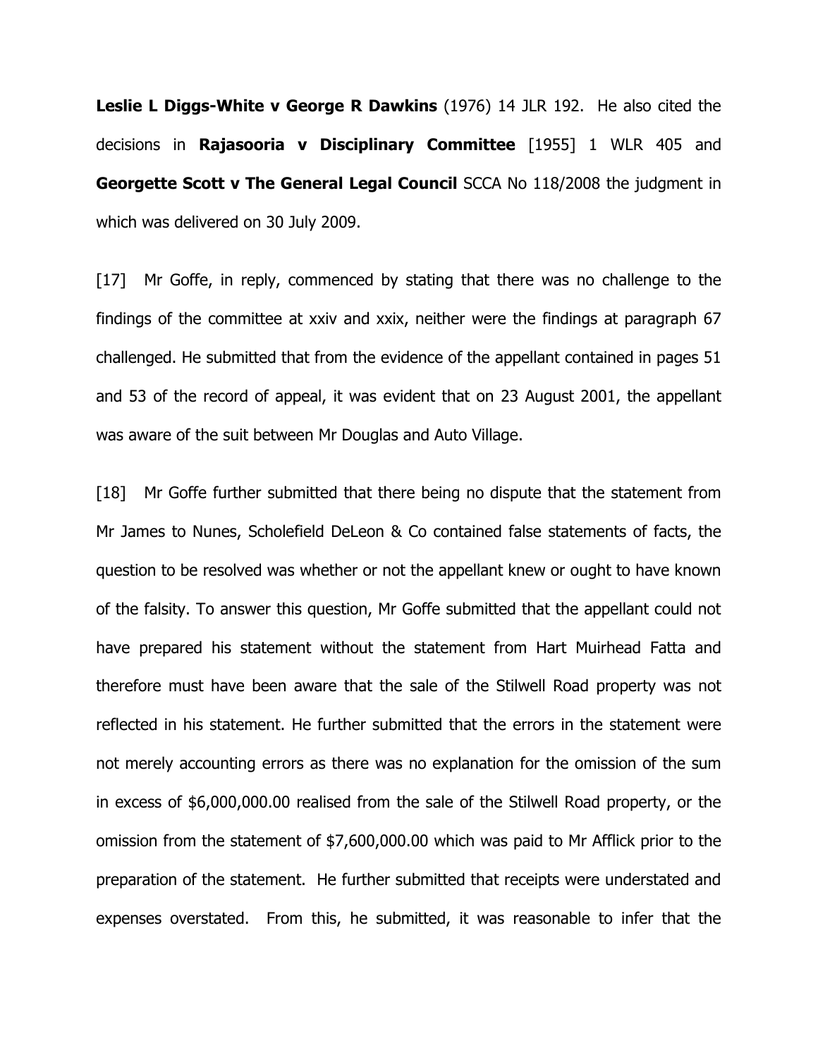**Leslie L Diggs-White v George R Dawkins** (1976) 14 JLR 192. He also cited the decisions in **Rajasooria v Disciplinary Committee** [1955] 1 WLR 405 and **Georgette Scott v The General Legal Council** SCCA No 118/2008 the judgment in which was delivered on 30 July 2009.

[17] Mr Goffe, in reply, commenced by stating that there was no challenge to the findings of the committee at xxiv and xxix, neither were the findings at paragraph 67 challenged. He submitted that from the evidence of the appellant contained in pages 51 and 53 of the record of appeal, it was evident that on 23 August 2001, the appellant was aware of the suit between Mr Douglas and Auto Village.

[18] Mr Goffe further submitted that there being no dispute that the statement from Mr James to Nunes, Scholefield DeLeon & Co contained false statements of facts, the question to be resolved was whether or not the appellant knew or ought to have known of the falsity. To answer this question, Mr Goffe submitted that the appellant could not have prepared his statement without the statement from Hart Muirhead Fatta and therefore must have been aware that the sale of the Stilwell Road property was not reflected in his statement. He further submitted that the errors in the statement were not merely accounting errors as there was no explanation for the omission of the sum in excess of $6,000,000.00 realised from the sale of the Stilwell Road property, or the omission from the statement of $7,600,000.00 which was paid to Mr Afflick prior to the preparation of the statement. He further submitted that receipts were understated and expenses overstated. From this, he submitted, it was reasonable to infer that the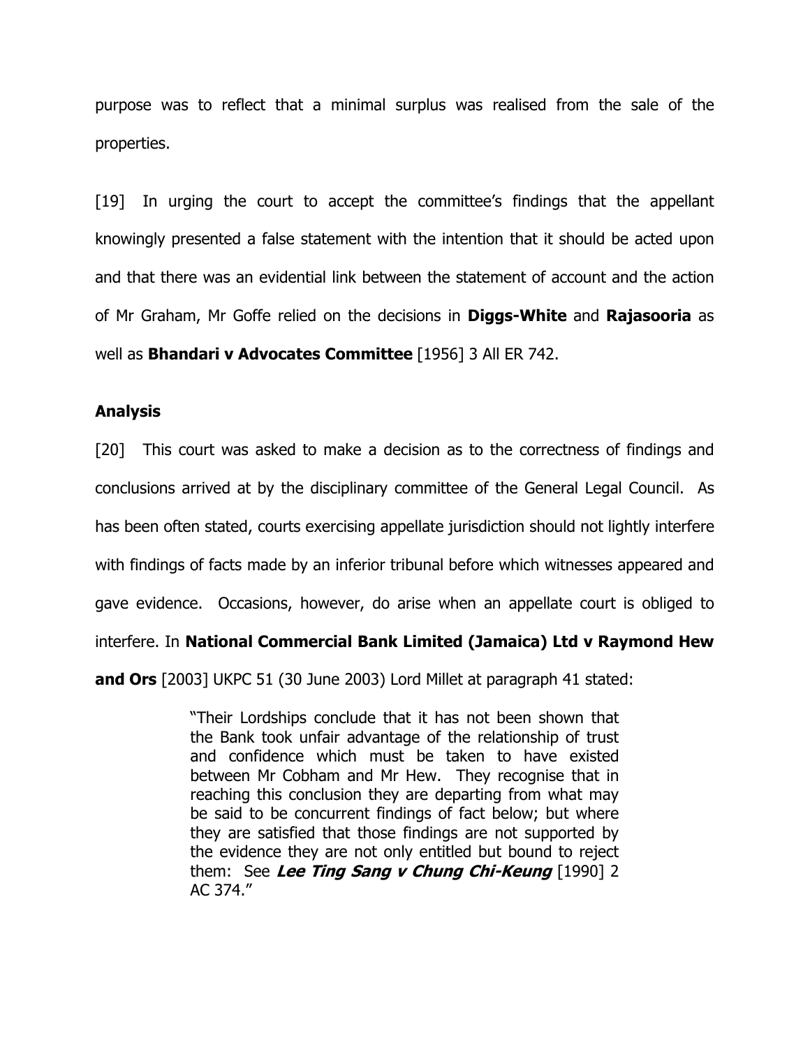purpose was to reflect that a minimal surplus was realised from the sale of the properties.

[19] In urging the court to accept the committee's findings that the appellant knowingly presented a false statement with the intention that it should be acted upon and that there was an evidential link between the statement of account and the action of Mr Graham, Mr Goffe relied on the decisions in **Diggs-White** and **Rajasooria** as well as **Bhandari v Advocates Committee** [1956] 3 All ER 742.

## Analysis

[20] This court was asked to make a decision as to the correctness of findings and conclusions arrived at by the disciplinary committee of the General Legal Council. As has been often stated, courts exercising appellate jurisdiction should not lightly interfere with findings of facts made by an inferior tribunal before which witnesses appeared and gave evidence. Occasions, however, do arise when an appellate court is obliged to interfere. In **National Commercial Bank Limited (Jamaica) Ltd v Raymond Hew and Ors** [2003] UKPC 51 (30 June 2003) Lord Millet at paragraph 41 stated:

> "Their Lordships conclude that it has not been shown that the Bank took unfair advantage of the relationship of trust and confidence which must be taken to have existed between Mr Cobham and Mr Hew. They recognise that in reaching this conclusion they are departing from what may be said to be concurrent findings of fact below; but where they are satisfied that those findings are not supported by the evidence they are not only entitled but bound to reject them: See ***Lee Ting Sang v Chung Chi-Keung*** [1990] 2 AC 374."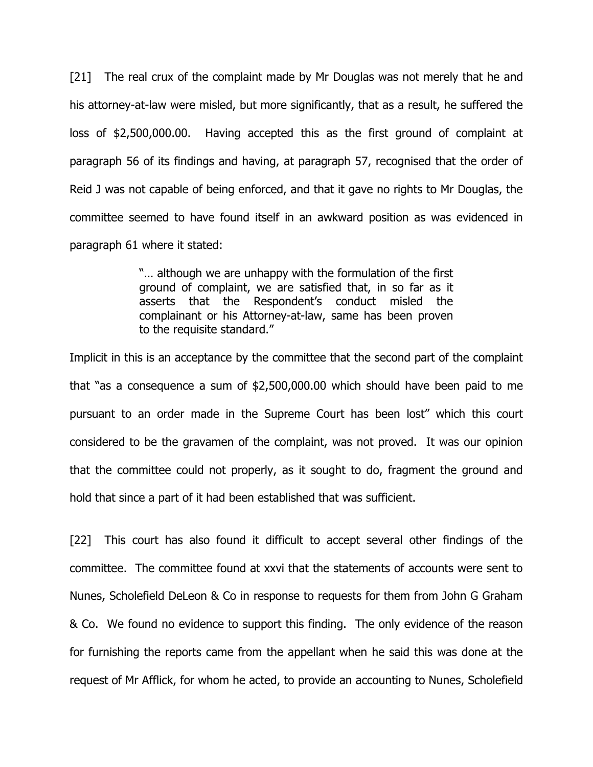[21] The real crux of the complaint made by Mr Douglas was not merely that he and his attorney-at-law were misled, but more significantly, that as a result, he suffered the loss of $2,500,000.00. Having accepted this as the first ground of complaint at paragraph 56 of its findings and having, at paragraph 57, recognised that the order of Reid J was not capable of being enforced, and that it gave no rights to Mr Douglas, the committee seemed to have found itself in an awkward position as was evidenced in paragraph 61 where it stated:

> "… although we are unhappy with the formulation of the first ground of complaint, we are satisfied that, in so far as it asserts that the Respondent's conduct misled the complainant or his Attorney-at-law, same has been proven to the requisite standard."

Implicit in this is an acceptance by the committee that the second part of the complaint that "as a consequence a sum of $2,500,000.00 which should have been paid to me pursuant to an order made in the Supreme Court has been lost" which this court considered to be the gravamen of the complaint, was not proved. It was our opinion that the committee could not properly, as it sought to do, fragment the ground and hold that since a part of it had been established that was sufficient.

[22] This court has also found it difficult to accept several other findings of the committee. The committee found at xxvi that the statements of accounts were sent to Nunes, Scholefield DeLeon & Co in response to requests for them from John G Graham & Co. We found no evidence to support this finding. The only evidence of the reason for furnishing the reports came from the appellant when he said this was done at the request of Mr Afflick, for whom he acted, to provide an accounting to Nunes, Scholefield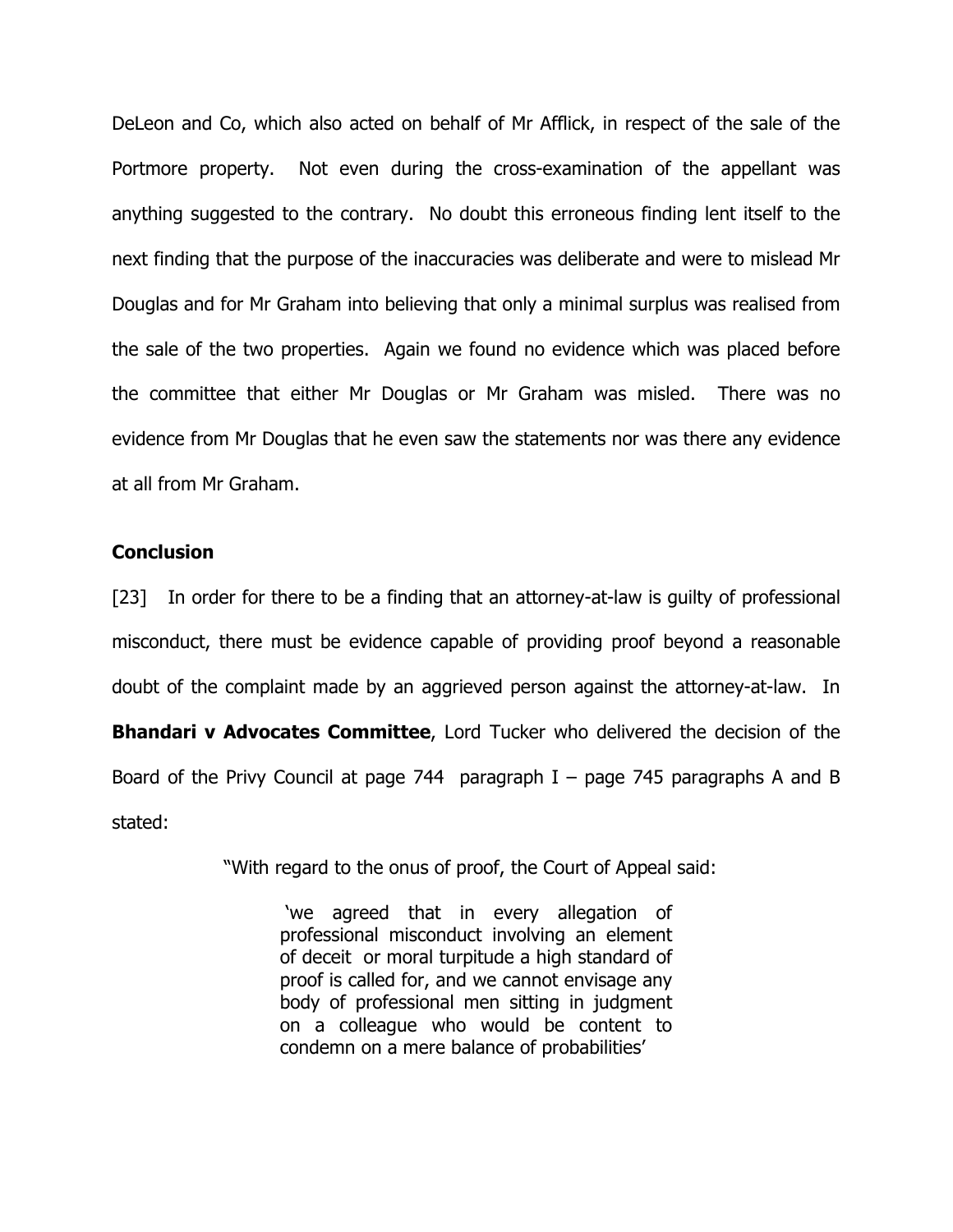DeLeon and Co, which also acted on behalf of Mr Afflick, in respect of the sale of the Portmore property. Not even during the cross-examination of the appellant was anything suggested to the contrary. No doubt this erroneous finding lent itself to the next finding that the purpose of the inaccuracies was deliberate and were to mislead Mr Douglas and for Mr Graham into believing that only a minimal surplus was realised from the sale of the two properties. Again we found no evidence which was placed before the committee that either Mr Douglas or Mr Graham was misled. There was no evidence from Mr Douglas that he even saw the statements nor was there any evidence at all from Mr Graham.

## Conclusion

[23] In order for there to be a finding that an attorney-at-law is guilty of professional misconduct, there must be evidence capable of providing proof beyond a reasonable doubt of the complaint made by an aggrieved person against the attorney-at-law. In **Bhandari v Advocates Committee**, Lord Tucker who delivered the decision of the Board of the Privy Council at page 744 paragraph I – page 745 paragraphs A and B stated:

> "With regard to the onus of proof, the Court of Appeal said:
>
> > 'we agreed that in every allegation of professional misconduct involving an element of deceit or moral turpitude a high standard of proof is called for, and we cannot envisage any body of professional men sitting in judgment on a colleague who would be content to condemn on a mere balance of probabilities'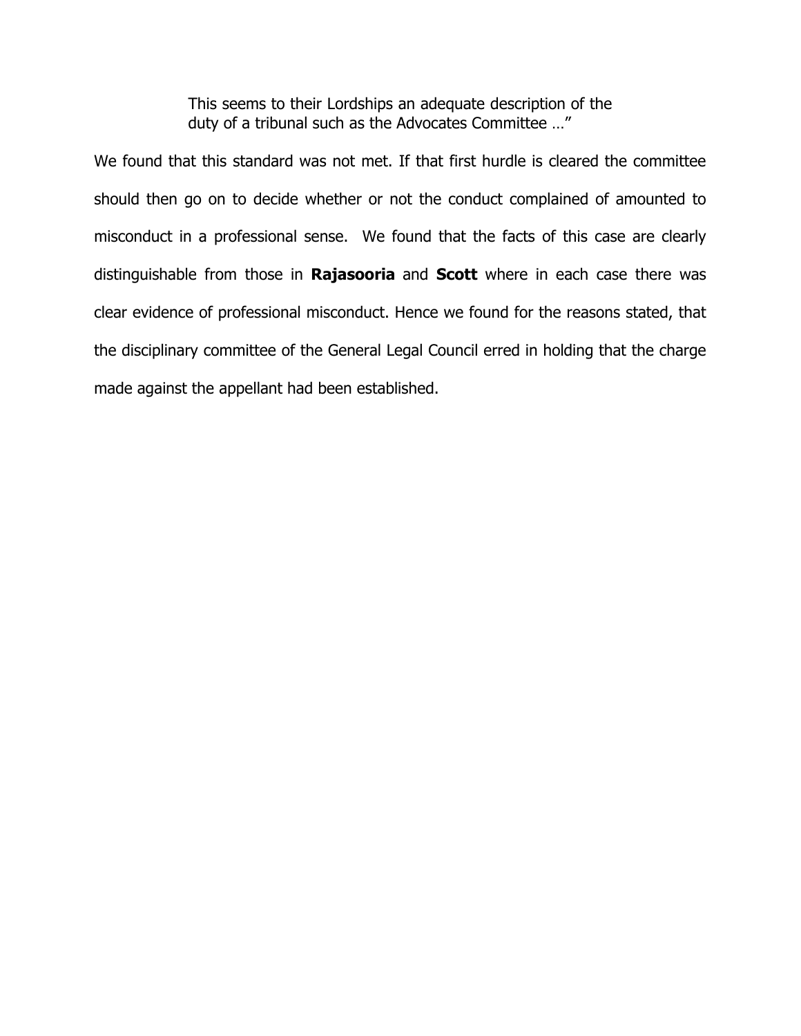> This seems to their Lordships an adequate description of the duty of a tribunal such as the Advocates Committee …"

We found that this standard was not met. If that first hurdle is cleared the committee should then go on to decide whether or not the conduct complained of amounted to misconduct in a professional sense. We found that the facts of this case are clearly distinguishable from those in **Rajasooria** and **Scott** where in each case there was clear evidence of professional misconduct. Hence we found for the reasons stated, that the disciplinary committee of the General Legal Council erred in holding that the charge made against the appellant had been established.